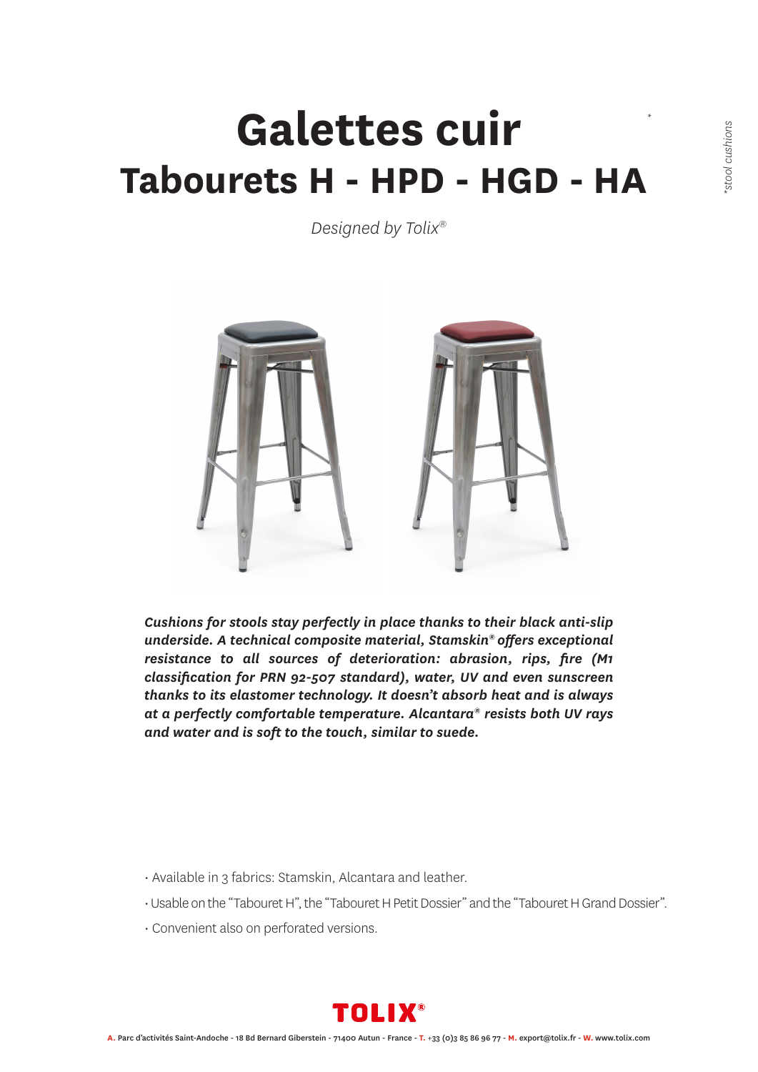# Galettes cuir*

## Tabourets H - HPD - HGD - HA

*Designed by Tolix®*

*stool cushions

***Cushions for stools stay perfectly in place thanks to their black anti-slip underside. A technical composite material, Stamskin® offers exceptional resistance to all sources of deterioration: abrasion, rips, fire (M1 classification for PRN 92-507 standard), water, UV and even sunscreen thanks to its elastomer technology. It doesn't absorb heat and is always at a perfectly comfortable temperature. Alcantara® resists both UV rays and water and is soft to the touch, similar to suede.***

- Available in 3 fabrics: Stamskin, Alcantara and leather.
- Usable on the "Tabouret H", the "Tabouret H Petit Dossier" and the "Tabouret H Grand Dossier".
- Convenient also on perforated versions.

TOLIX®

A. Parc d'activités Saint-Andoche - 18 Bd Bernard Giberstein - 71400 Autun - France - T. +33 (0)3 85 86 96 77 - M. export@tolix.fr - W. www.tolix.com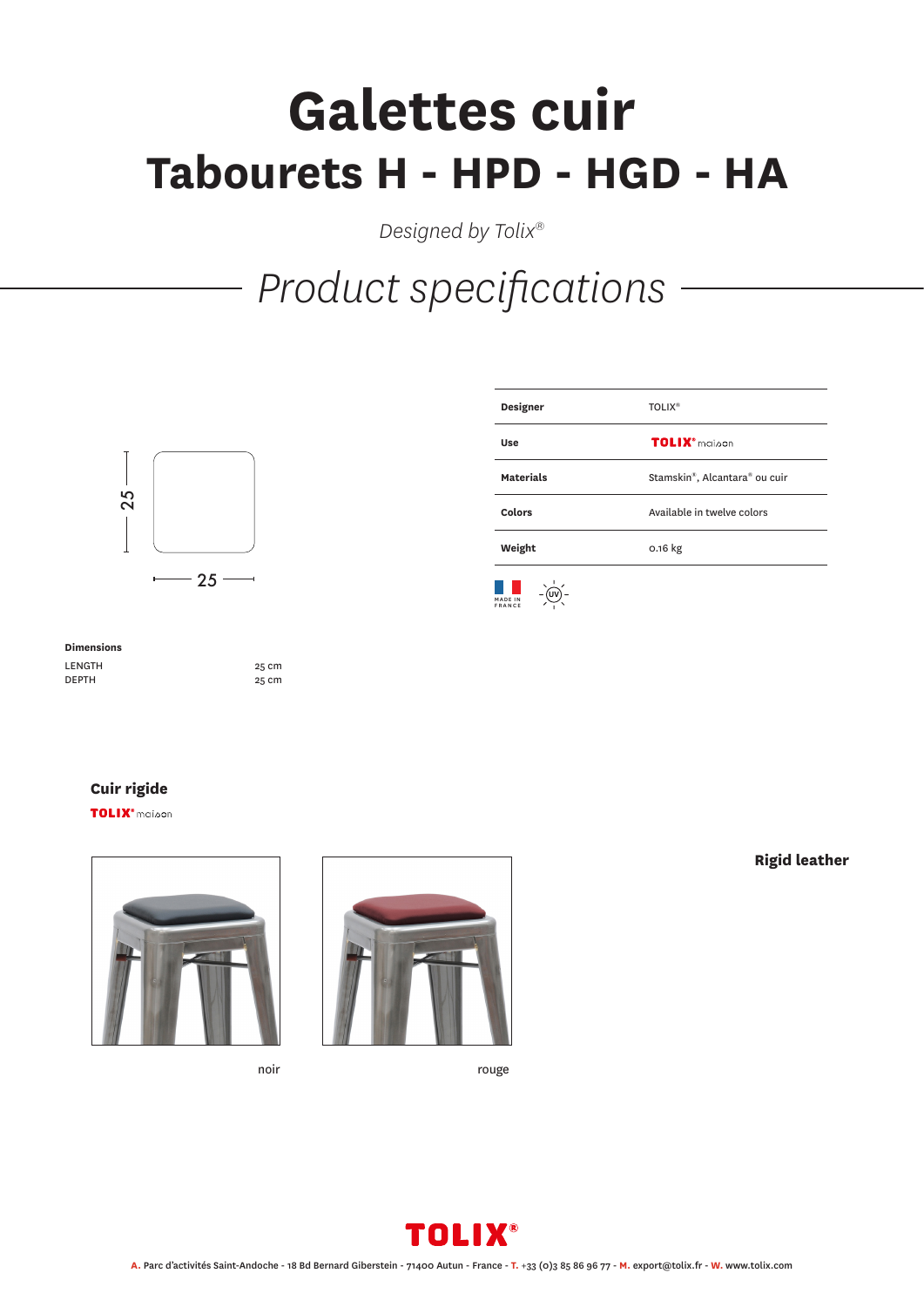# Galettes cuir

## Tabourets H - HPD - HGD - HA

*Designed by Tolix®*

## *Product specifications*

25

25

| | |
|---|---|
| **Designer** | TOLIX® |
| **Use** | TOLIX® maison |
| **Materials** | Stamskin®, Alcantara® ou cuir |
| **Colors** | Available in twelve colors |
| **Weight** | 0.16 kg |

MADE IN FRANCE

UV

**Dimensions**

| | |
|---|---|
| LENGTH | 25 cm |
| DEPTH | 25 cm |

### Cuir rigide

TOLIX® maison

**Rigid leather**

noir

rouge

TOLIX®

**A.** Parc d'activités Saint-Andoche - 18 Bd Bernard Giberstein - 71400 Autun - France - **T.** +33 (0)3 85 86 96 77 - **M.** export@tolix.fr - **W.** www.tolix.com